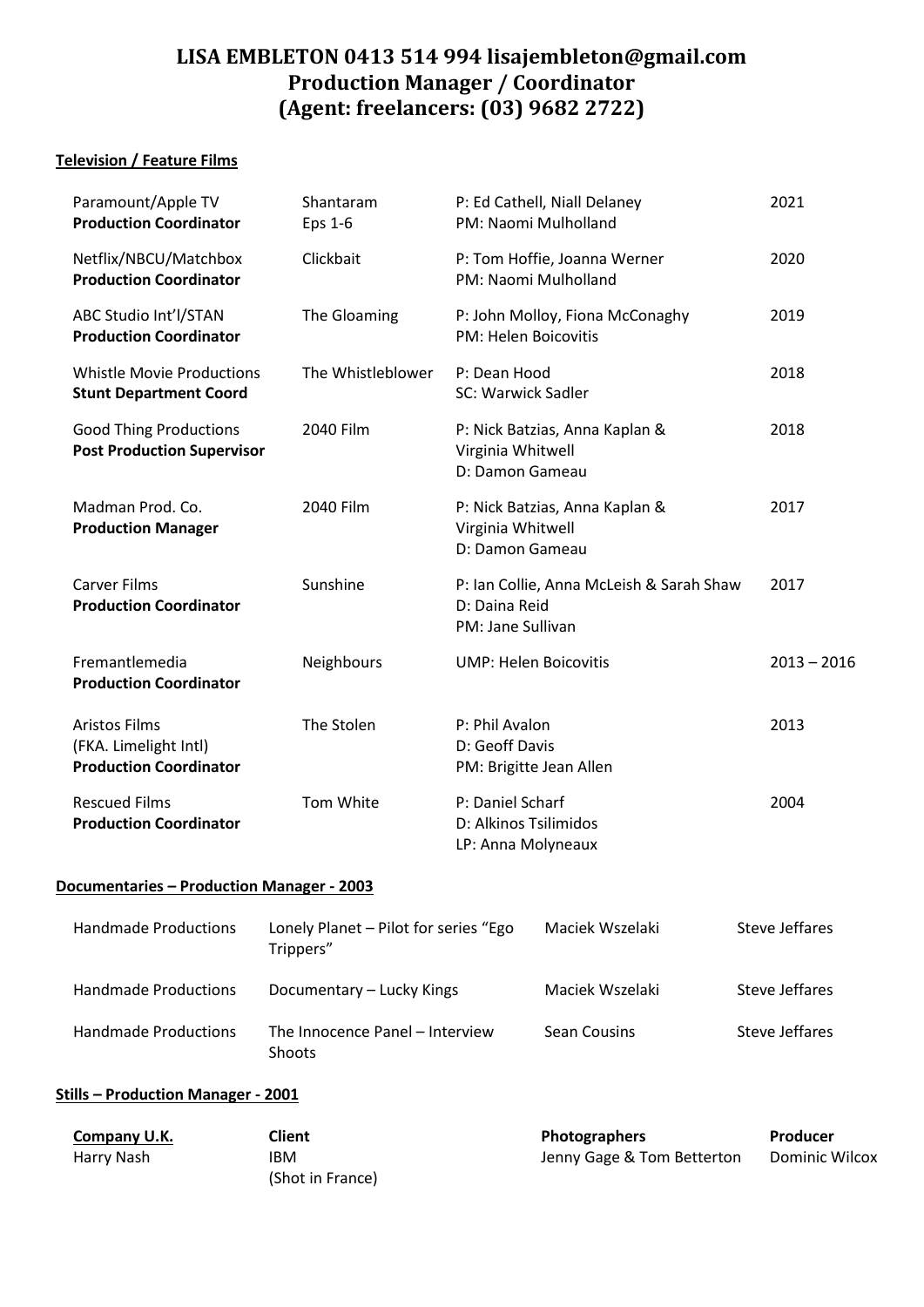# LISA EMBLETON 0413 514 994 lisajembleton@gmail.com
# Production Manager / Coordinator
# (Agent: freelancers: (03) 9682 2722)

**Television / Feature Films**

| | | | |
|---|---|---|---|
| Paramount/Apple TV<br>**Production Coordinator** | Shantaram<br>Eps 1-6 | P: Ed Cathell, Niall Delaney<br>PM: Naomi Mulholland | 2021 |
| Netflix/NBCU/Matchbox<br>**Production Coordinator** | Clickbait | P: Tom Hoffie, Joanna Werner<br>PM: Naomi Mulholland | 2020 |
| ABC Studio Int'l/STAN<br>**Production Coordinator** | The Gloaming | P: John Molloy, Fiona McConaghy<br>PM: Helen Boicovitis | 2019 |
| Whistle Movie Productions<br>**Stunt Department Coord** | The Whistleblower | P: Dean Hood<br>SC: Warwick Sadler | 2018 |
| Good Thing Productions<br>**Post Production Supervisor** | 2040 Film | P: Nick Batzias, Anna Kaplan & Virginia Whitwell<br>D: Damon Gameau | 2018 |
| Madman Prod. Co.<br>**Production Manager** | 2040 Film | P: Nick Batzias, Anna Kaplan & Virginia Whitwell<br>D: Damon Gameau | 2017 |
| Carver Films<br>**Production Coordinator** | Sunshine | P: Ian Collie, Anna McLeish & Sarah Shaw<br>D: Daina Reid<br>PM: Jane Sullivan | 2017 |
| Fremantlemedia<br>**Production Coordinator** | Neighbours | UMP: Helen Boicovitis | 2013 – 2016 |
| Aristos Films<br>(FKA. Limelight Intl)<br>**Production Coordinator** | The Stolen | P: Phil Avalon<br>D: Geoff Davis<br>PM: Brigitte Jean Allen | 2013 |
| Rescued Films<br>**Production Coordinator** | Tom White | P: Daniel Scharf<br>D: Alkinos Tsilimidos<br>LP: Anna Molyneaux | 2004 |

**Documentaries – Production Manager - 2003**

| | | | |
|---|---|---|---|
| Handmade Productions | Lonely Planet – Pilot for series "Ego Trippers" | Maciek Wszelaki | Steve Jeffares |
| Handmade Productions | Documentary – Lucky Kings | Maciek Wszelaki | Steve Jeffares |
| Handmade Productions | The Innocence Panel – Interview Shoots | Sean Cousins | Steve Jeffares |

**Stills – Production Manager - 2001**

| **Company U.K.** | **Client** | **Photographers** | **Producer** |
|---|---|---|---|
| Harry Nash | IBM<br>(Shot in France) | Jenny Gage & Tom Betterton | Dominic Wilcox |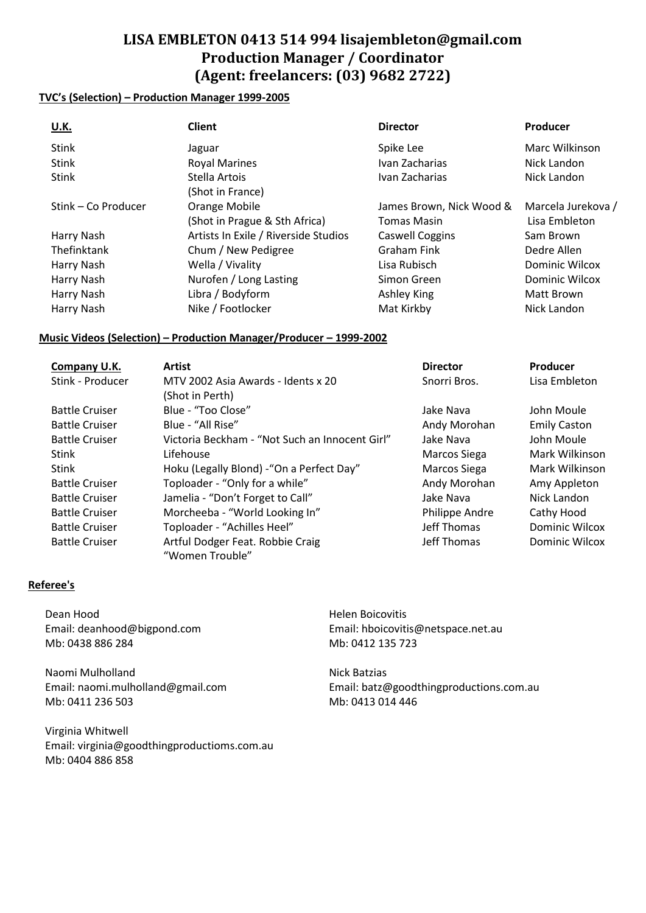# LISA EMBLETON 0413 514 994 lisajembleton@gmail.com
## Production Manager / Coordinator
## (Agent: freelancers: (03) 9682 2722)

**TVC's (Selection) – Production Manager 1999-2005**

| **U.K.** | **Client** | **Director** | **Producer** |
|---|---|---|---|
| Stink | Jaguar | Spike Lee | Marc Wilkinson |
| Stink | Royal Marines | Ivan Zacharias | Nick Landon |
| Stink | Stella Artois (Shot in France) | Ivan Zacharias | Nick Landon |
| Stink – Co Producer | Orange Mobile (Shot in Prague & Sth Africa) | James Brown, Nick Wood & Tomas Masin | Marcela Jurekova / Lisa Embleton |
| Harry Nash | Artists In Exile / Riverside Studios | Caswell Coggins | Sam Brown |
| Thefinktank | Chum / New Pedigree | Graham Fink | Dedre Allen |
| Harry Nash | Wella / Vivality | Lisa Rubisch | Dominic Wilcox |
| Harry Nash | Nurofen / Long Lasting | Simon Green | Dominic Wilcox |
| Harry Nash | Libra / Bodyform | Ashley King | Matt Brown |
| Harry Nash | Nike / Footlocker | Mat Kirkby | Nick Landon |

**Music Videos (Selection) – Production Manager/Producer – 1999-2002**

| **Company U.K.** | **Artist** | **Director** | **Producer** |
|---|---|---|---|
| Stink - Producer | MTV 2002 Asia Awards - Idents x 20 (Shot in Perth) | Snorri Bros. | Lisa Embleton |
| Battle Cruiser | Blue - "Too Close" | Jake Nava | John Moule |
| Battle Cruiser | Blue - "All Rise" | Andy Morohan | Emily Caston |
| Battle Cruiser | Victoria Beckham - "Not Such an Innocent Girl" | Jake Nava | John Moule |
| Stink | Lifehouse | Marcos Siega | Mark Wilkinson |
| Stink | Hoku (Legally Blond) -"On a Perfect Day" | Marcos Siega | Mark Wilkinson |
| Battle Cruiser | Toploader - "Only for a while" | Andy Morohan | Amy Appleton |
| Battle Cruiser | Jamelia - "Don't Forget to Call" | Jake Nava | Nick Landon |
| Battle Cruiser | Morcheeba - "World Looking In" | Philippe Andre | Cathy Hood |
| Battle Cruiser | Toploader - "Achilles Heel" | Jeff Thomas | Dominic Wilcox |
| Battle Cruiser | Artful Dodger Feat. Robbie Craig "Women Trouble" | Jeff Thomas | Dominic Wilcox |

**Referee's**

Dean Hood
Email: deanhood@bigpond.com
Mb: 0438 886 284

Naomi Mulholland
Email: naomi.mulholland@gmail.com
Mb: 0411 236 503

Virginia Whitwell
Email: virginia@goodthingproductioms.com.au
Mb: 0404 886 858

Helen Boicovitis
Email: hboicovitis@netspace.net.au
Mb: 0412 135 723

Nick Batzias
Email: batz@goodthingproductions.com.au
Mb: 0413 014 446